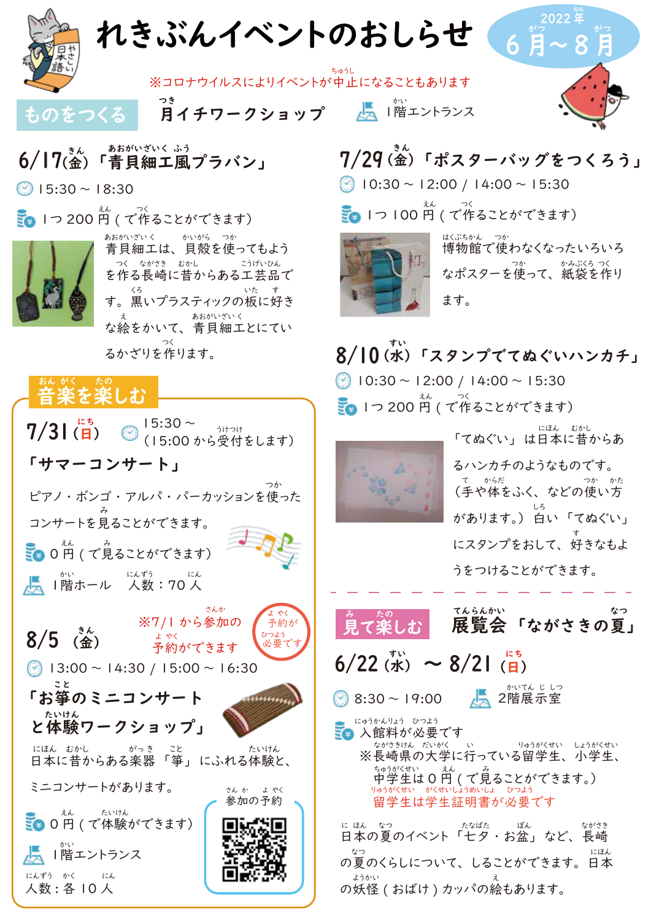# れきぶんイベントのおしらせ

2022年 6月～8月

※コロナウイルスによりイベントが中止になることもあります

## ものをつくる　月イチワークショップ

1階エントランス

### 6/17（金）「青貝細工風プラバン」

15:30 ～ 18:30

1つ 200円（で作ることができます）

青貝細工は、貝殻を使ってもようを作る長崎に昔からある工芸品です。黒いプラスティックの板に好きな絵をかいて、青貝細工とにているかざりを作ります。

### 7/29（金）「ポスターバッグをつくろう」

10:30 ～ 12:00 / 14:00 ～ 15:30

1つ 100円（で作ることができます）

博物館で使わなくなったいろいろなポスターを使って、紙袋を作ります。

### 8/10（水）「スタンプでてぬぐいハンカチ」

10:30 ～ 12:00 / 14:00 ～ 15:30

1つ 200円（で作ることができます）

「てぬぐい」は日本に昔からあるハンカチのようなものです。（手や体をふく、などの使い方があります。）白い「てぬぐい」にスタンプをおして、好きなもようをつけることができます。

## 音楽を楽しむ

### 7/31（日）「サマーコンサート」

15:30 ～（15:00から受付をします）

ピアノ・ボンゴ・アルパ・パーカッションを使ったコンサートを見ることができます。

0円（で見ることができます）

1階ホール　人数：70人

### 8/5（金）「お箏のミニコンサートと体験ワークショップ」

※7/1から参加の予約ができます　予約が必要です

13:00 ～ 14:30 / 15:00 ～ 16:30

日本に昔からある楽器「箏」にふれる体験と、ミニコンサートがあります。

0円（で体験ができます）

1階エントランス

人数：各 10人

参加の予約

## 見て楽しむ　展覧会「ながさきの夏」

### 6/22（水）～ 8/21（日）

8:30 ～ 19:00　2階展示室

入館料が必要です

※長崎県の大学に行っている留学生、小学生、中学生は0円（で見ることができます。）

留学生は学生証明書が必要です

日本の夏のイベント「七夕・お盆」など、長崎の夏のくらしについて、しることができます。日本の妖怪（おばけ）カッパの絵もあります。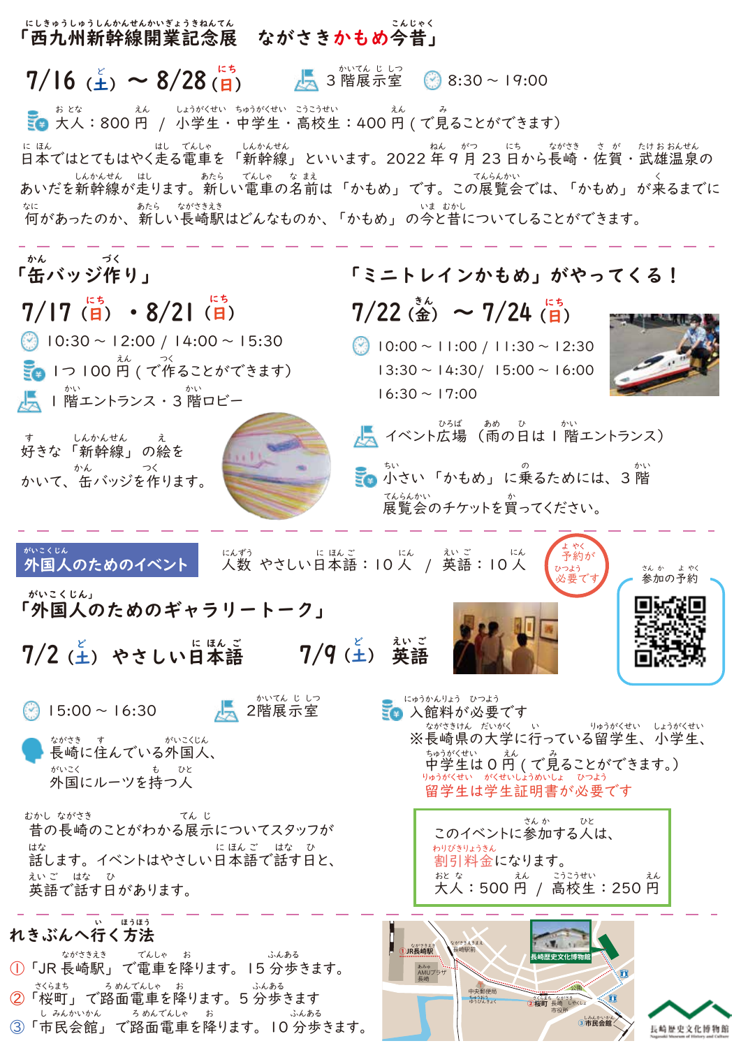# 「西九州新幹線開業記念展　ながさきかもめ今昔」

## 7/16（土）～ 8/28（日）

3階展示室　8:30 ～ 19:00

大人：800 円 / 小学生・中学生・高校生：400 円（で見ることができます）

日本ではとてもはやく走る電車を「新幹線」といいます。2022 年 9 月 23 日から長崎・佐賀・武雄温泉のあいだを新幹線が走ります。新しい電車の名前は「かもめ」です。この展覧会では、「かもめ」が来るまでに何があったのか、新しい長崎駅はどんなものか、「かもめ」の今と昔についてしることができます。

---

## 「缶バッジ作り」

### 7/17（日）・8/21（日）

10:30 ～ 12:00 / 14:00 ～ 15:30

1つ 100 円（で作ることができます）

1階エントランス・3階ロビー

好きな「新幹線」の絵をかいて、缶バッジを作ります。

## 「ミニトレインかもめ」がやってくる！

### 7/22（金）～ 7/24（日）

10:00 ～ 11:00 / 11:30 ～ 12:30
13:30 ～ 14:30 / 15:00 ～ 16:00
16:30 ～ 17:00

イベント広場（雨の日は 1 階エントランス）

小さい「かもめ」に乗るためには、3 階展覧会のチケットを買ってください。

---

## 外国人のためのイベント

人数　やさしい日本語：10 人 / 英語：10 人

予約が必要です

参加の予約

## 「外国人のためのギャラリートーク」

### 7/2（土）やさしい日本語　　7/9（土）英語

15:00 ～ 16:30

2階展示室

長崎に住んでいる外国人、外国にルーツを持つ人

昔の長崎のことがわかる展示についてスタッフが話します。イベントはやさしい日本語で話す日と、英語で話す日があります。

入館料が必要です

※長崎県の大学に行っている留学生、小学生、中学生は 0 円（で見ることができます。）
留学生は学生証明書が必要です

このイベントに参加する人は、割引料金になります。
大人：500 円 / 高校生：250 円

---

## れきぶんへ行く方法

① 「JR 長崎駅」で電車を降ります。15 分歩きます。
② 「桜町」で路面電車を降ります。5 分歩きます
③ 「市民会館」で路面電車を降ります。10 分歩きます。

長崎歴史文化博物館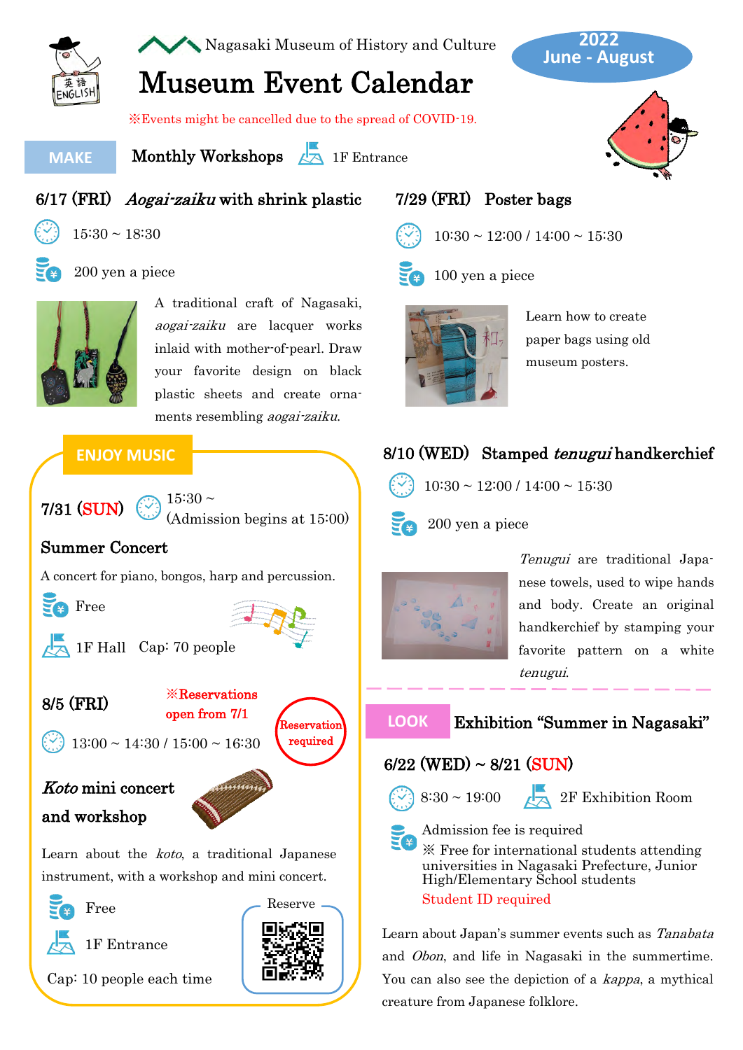Nagasaki Museum of History and Culture

# Museum Event Calendar

**2022 June - August**

※Events might be cancelled due to the spread of COVID-19.

## MAKE — Monthly Workshops

1F Entrance

### 6/17 (FRI) *Aogai-zaiku* with shrink plastic

15:30 ~ 18:30

200 yen a piece

A traditional craft of Nagasaki, *aogai-zaiku* are lacquer works inlaid with mother-of-pearl. Draw your favorite design on black plastic sheets and create ornaments resembling *aogai-zaiku*.

### 7/29 (FRI) Poster bags

10:30 ~ 12:00 / 14:00 ~ 15:30

100 yen a piece

Learn how to create paper bags using old museum posters.

### 8/10 (WED) Stamped *tenugui* handkerchief

10:30 ~ 12:00 / 14:00 ~ 15:30

200 yen a piece

*Tenugui* are traditional Japanese towels, used to wipe hands and body. Create an original handkerchief by stamping your favorite pattern on a white *tenugui*.

## ENJOY MUSIC

### 7/31 (SUN) Summer Concert

15:30 ~ (Admission begins at 15:00)

A concert for piano, bongos, harp and percussion.

Free

1F Hall Cap: 70 people

### 8/5 (FRI) *Koto* mini concert and workshop

※Reservations open from 7/1

Reservation required

13:00 ~ 14:30 / 15:00 ~ 16:30

Learn about the *koto*, a traditional Japanese instrument, with a workshop and mini concert.

Free

1F Entrance

Cap: 10 people each time

Reserve

## LOOK — Exhibition "Summer in Nagasaki"

### 6/22 (WED) ~ 8/21 (SUN)

8:30 ~ 19:00

2F Exhibition Room

Admission fee is required

※ Free for international students attending universities in Nagasaki Prefecture, Junior High/Elementary School students

Student ID required

Learn about Japan's summer events such as *Tanabata* and *Obon*, and life in Nagasaki in the summertime. You can also see the depiction of a *kappa*, a mythical creature from Japanese folklore.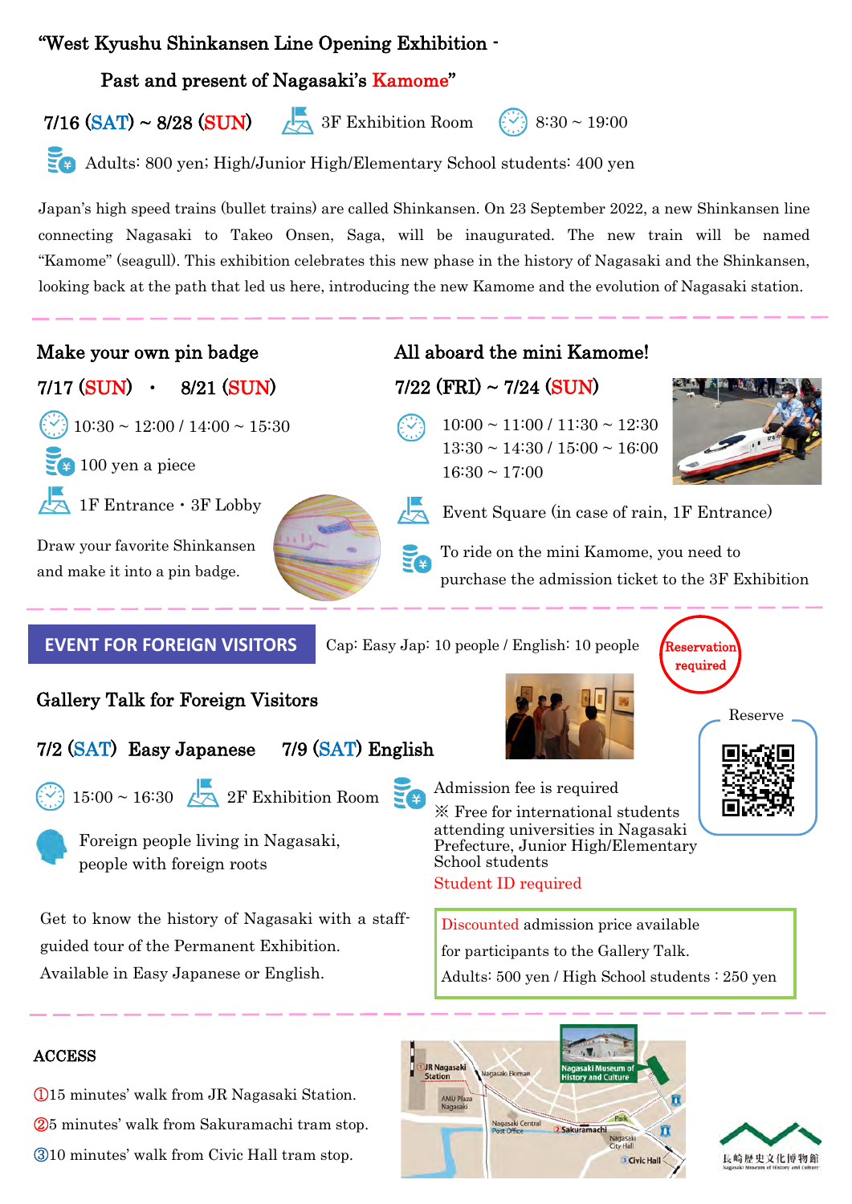# "West Kyushu Shinkansen Line Opening Exhibition - Past and present of Nagasaki's Kamome"

7/16 (SAT) ~ 8/28 (SUN) 3F Exhibition Room 8:30 ~ 19:00

Adults: 800 yen; High/Junior High/Elementary School students: 400 yen

Japan's high speed trains (bullet trains) are called Shinkansen. On 23 September 2022, a new Shinkansen line connecting Nagasaki to Takeo Onsen, Saga, will be inaugurated. The new train will be named "Kamome" (seagull). This exhibition celebrates this new phase in the history of Nagasaki and the Shinkansen, looking back at the path that led us here, introducing the new Kamome and the evolution of Nagasaki station.

## Make your own pin badge

7/17 (SUN) ・ 8/21 (SUN)

10:30 ~ 12:00 / 14:00 ~ 15:30

100 yen a piece

1F Entrance・3F Lobby

Draw your favorite Shinkansen and make it into a pin badge.

## All aboard the mini Kamome!

7/22 (FRI) ~ 7/24 (SUN)

10:00 ~ 11:00 / 11:30 ~ 12:30
13:30 ~ 14:30 / 15:00 ~ 16:00
16:30 ~ 17:00

Event Square (in case of rain, 1F Entrance)

To ride on the mini Kamome, you need to purchase the admission ticket to the 3F Exhibition

## EVENT FOR FOREIGN VISITORS

Cap: Easy Jap: 10 people / English: 10 people

Reservation required

### Gallery Talk for Foreign Visitors

7/2 (SAT) Easy Japanese 7/9 (SAT) English

15:00 ~ 16:30 2F Exhibition Room

Foreign people living in Nagasaki, people with foreign roots

Admission fee is required
※ Free for international students attending universities in Nagasaki Prefecture, Junior High/Elementary School students
Student ID required

Reserve

Get to know the history of Nagasaki with a staff-guided tour of the Permanent Exhibition. Available in Easy Japanese or English.

Discounted admission price available for participants to the Gallery Talk.
Adults: 500 yen / High School students : 250 yen

## ACCESS

①15 minutes' walk from JR Nagasaki Station.
②5 minutes' walk from Sakuramachi tram stop.
③10 minutes' walk from Civic Hall tram stop.

長崎歴史文化博物館
Nagasaki Museum of History and Culture